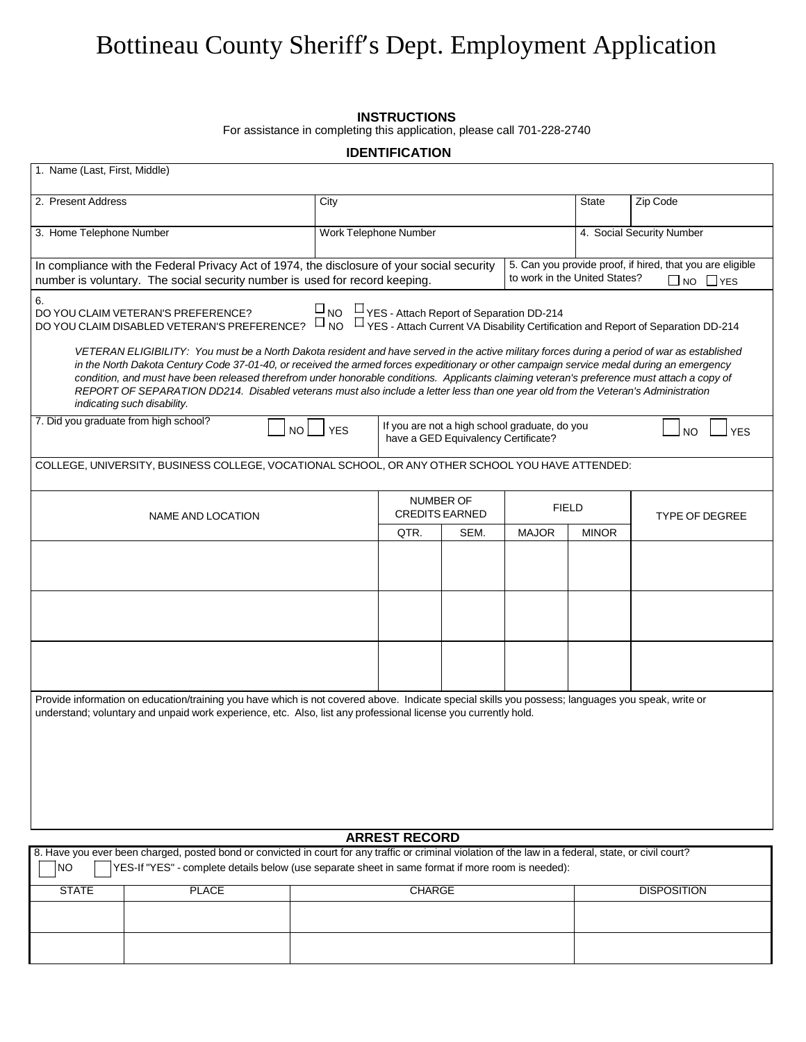# Bottineau County Sheriff's Dept. Employment Application

**INSTRUCTIONS**

For assistance in completing this application, please call 701-228-2740

**IDENTIFICATION**

| 1. Name (Last, First, Middle) | | | |
|---|---|---|---|
| 2. Present Address | City | State | Zip Code |
| 3. Home Telephone Number | Work Telephone Number | 4. Social Security Number | |

In compliance with the Federal Privacy Act of 1974, the disclosure of your social security number is voluntary. The social security number is used for record keeping.

5. Can you provide proof, if hired, that you are eligible to work in the United States? ☐ NO ☐ YES

6.
DO YOU CLAIM VETERAN'S PREFERENCE? ☐ NO ☐ YES - Attach Report of Separation DD-214
DO YOU CLAIM DISABLED VETERAN'S PREFERENCE? ☐ NO ☐ YES - Attach Current VA Disability Certification and Report of Separation DD-214

*VETERAN ELIGIBILITY: You must be a North Dakota resident and have served in the active military forces during a period of war as established in the North Dakota Century Code 37-01-40, or received the armed forces expeditionary or other campaign service medal during an emergency condition, and must have been released therefrom under honorable conditions. Applicants claiming veteran's preference must attach a copy of REPORT OF SEPARATION DD214. Disabled veterans must also include a letter less than one year old from the Veteran's Administration indicating such disability.*

7. Did you graduate from high school? ☐ NO ☐ YES

If you are not a high school graduate, do you have a GED Equivalency Certificate? ☐ NO ☐ YES

COLLEGE, UNIVERSITY, BUSINESS COLLEGE, VOCATIONAL SCHOOL, OR ANY OTHER SCHOOL YOU HAVE ATTENDED:

| NAME AND LOCATION | NUMBER OF CREDITS EARNED | | FIELD | | TYPE OF DEGREE |
|---|---|---|---|---|---|
| | QTR. | SEM. | MAJOR | MINOR | |
| | | | | | |
| | | | | | |
| | | | | | |

Provide information on education/training you have which is not covered above. Indicate special skills you possess; languages you speak, write or understand; voluntary and unpaid work experience, etc. Also, list any professional license you currently hold.

**ARREST RECORD**

8. Have you ever been charged, posted bond or convicted in court for any traffic or criminal violation of the law in a federal, state, or civil court?

☐ NO ☐ YES-If "YES" - complete details below (use separate sheet in same format if more room is needed):

| STATE | PLACE | CHARGE | DISPOSITION |
|---|---|---|---|
| | | | |
| | | | |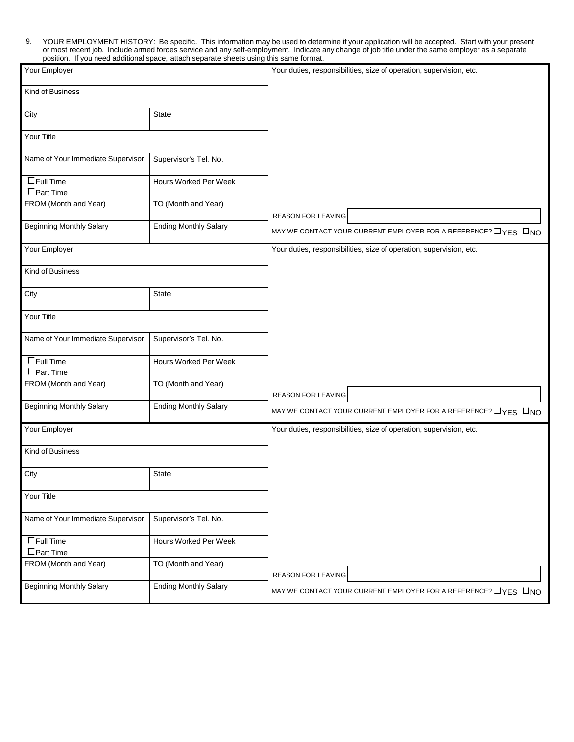9. YOUR EMPLOYMENT HISTORY: Be specific. This information may be used to determine if your application will be accepted. Start with your present or most recent job. Include armed forces service and any self-employment. Indicate any change of job title under the same employer as a separate position. If you need additional space, attach separate sheets using this same format.

| Your Employer | | Your duties, responsibilities, size of operation, supervision, etc. |
|---|---|---|
| Kind of Business | | |
| City | State | |
| Your Title | | |
| Name of Your Immediate Supervisor | Supervisor's Tel. No. | |
| ☐ Full Time<br>☐ Part Time | Hours Worked Per Week | |
| FROM (Month and Year) | TO (Month and Year) | REASON FOR LEAVING |
| Beginning Monthly Salary | Ending Monthly Salary | MAY WE CONTACT YOUR CURRENT EMPLOYER FOR A REFERENCE? ☐ YES ☐ NO |

| Your Employer | | Your duties, responsibilities, size of operation, supervision, etc. |
|---|---|---|
| Kind of Business | | |
| City | State | |
| Your Title | | |
| Name of Your Immediate Supervisor | Supervisor's Tel. No. | |
| ☐ Full Time<br>☐ Part Time | Hours Worked Per Week | |
| FROM (Month and Year) | TO (Month and Year) | REASON FOR LEAVING |
| Beginning Monthly Salary | Ending Monthly Salary | MAY WE CONTACT YOUR CURRENT EMPLOYER FOR A REFERENCE? ☐ YES ☐ NO |

| Your Employer | | Your duties, responsibilities, size of operation, supervision, etc. |
|---|---|---|
| Kind of Business | | |
| City | State | |
| Your Title | | |
| Name of Your Immediate Supervisor | Supervisor's Tel. No. | |
| ☐ Full Time<br>☐ Part Time | Hours Worked Per Week | |
| FROM (Month and Year) | TO (Month and Year) | REASON FOR LEAVING |
| Beginning Monthly Salary | Ending Monthly Salary | MAY WE CONTACT YOUR CURRENT EMPLOYER FOR A REFERENCE? ☐ YES ☐ NO |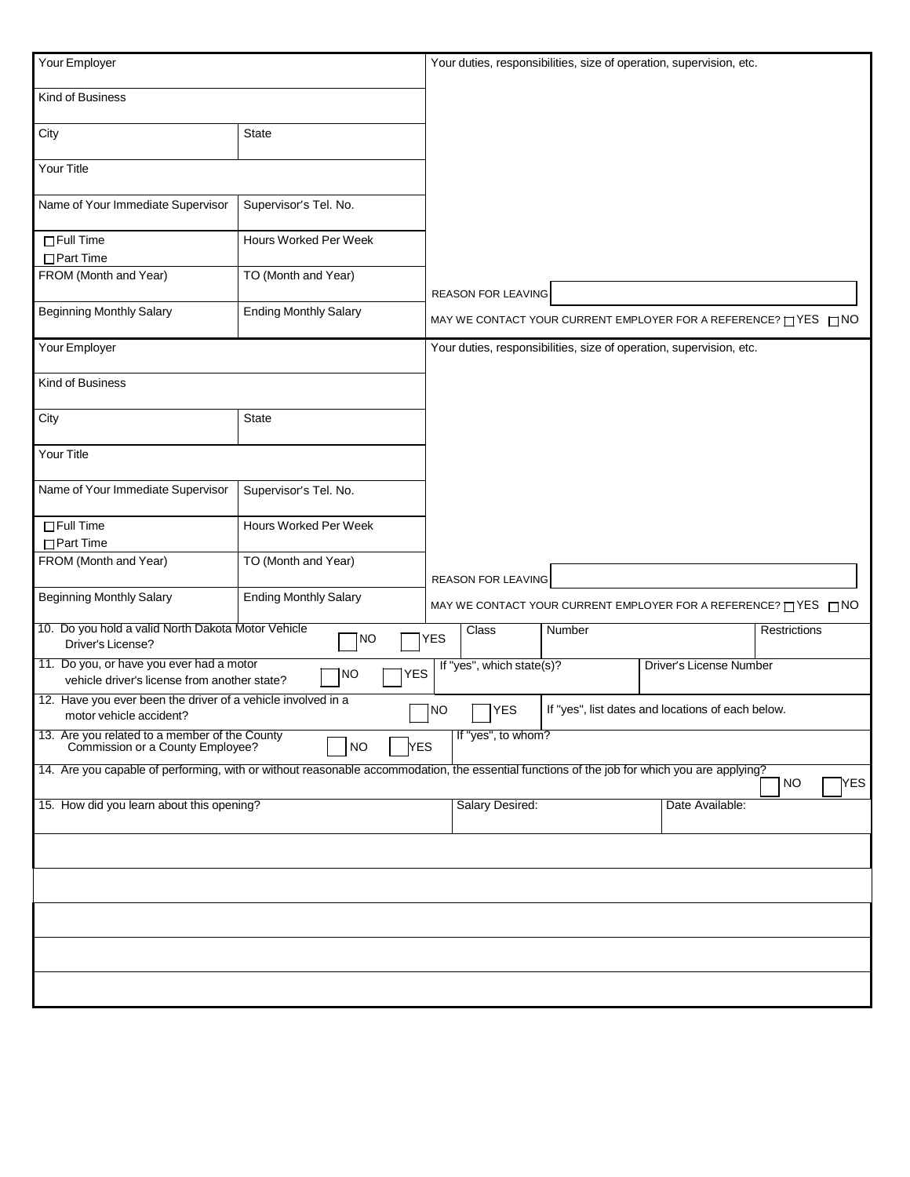| Your Employer | | Your duties, responsibilities, size of operation, supervision, etc. |
|---|---|---|
| Kind of Business | | |
| City | State | |
| Your Title | | |
| Name of Your Immediate Supervisor | Supervisor's Tel. No. | |
| ☐ Full Time ☐ Part Time | Hours Worked Per Week | |
| FROM (Month and Year) | TO (Month and Year) | REASON FOR LEAVING |
| Beginning Monthly Salary | Ending Monthly Salary | MAY WE CONTACT YOUR CURRENT EMPLOYER FOR A REFERENCE? ☐ YES ☐ NO |

| Your Employer | | Your duties, responsibilities, size of operation, supervision, etc. |
|---|---|---|
| Kind of Business | | |
| City | State | |
| Your Title | | |
| Name of Your Immediate Supervisor | Supervisor's Tel. No. | |
| ☐ Full Time ☐ Part Time | Hours Worked Per Week | |
| FROM (Month and Year) | TO (Month and Year) | REASON FOR LEAVING |
| Beginning Monthly Salary | Ending Monthly Salary | MAY WE CONTACT YOUR CURRENT EMPLOYER FOR A REFERENCE? ☐ YES ☐ NO |

10. Do you hold a valid North Dakota Motor Vehicle Driver's License? ☐ NO ☐ YES

| Class | Number | Restrictions |
|---|---|---|
| | | |

11. Do you, or have you ever had a motor vehicle driver's license from another state? ☐ NO ☐ YES

| If "yes", which state(s)? | Driver's License Number |
|---|---|
| | |

12. Have you ever been the driver of a vehicle involved in a motor vehicle accident? ☐ NO ☐ YES If "yes", list dates and locations of each below.

13. Are you related to a member of the County Commission or a County Employee? ☐ NO ☐ YES If "yes", to whom?

14. Are you capable of performing, with or without reasonable accommodation, the essential functions of the job for which you are applying? ☐ NO ☐ YES

| 15. How did you learn about this opening? | Salary Desired: | Date Available: |
|---|---|---|
| | | |
| | | |
| | | |
| | | |
| | | |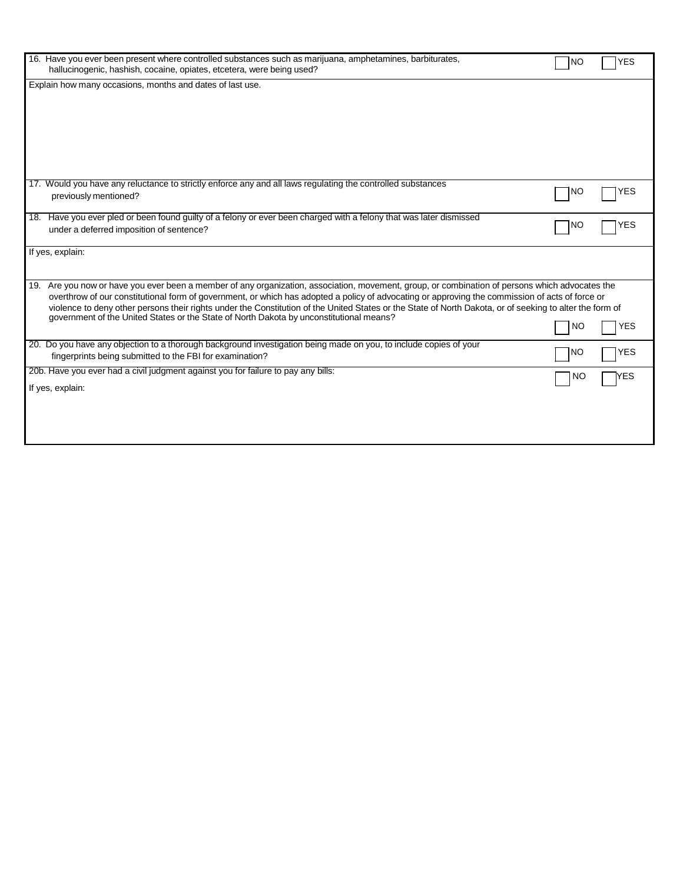16. Have you ever been present where controlled substances such as marijuana, amphetamines, barbiturates, hallucinogenic, hashish, cocaine, opiates, etcetera, were being used?

☐ NO ☐ YES

Explain how many occasions, months and dates of last use.

17. Would you have any reluctance to strictly enforce any and all laws regulating the controlled substances previously mentioned?

☐ NO ☐ YES

18. Have you ever pled or been found guilty of a felony or ever been charged with a felony that was later dismissed under a deferred imposition of sentence?

☐ NO ☐ YES

If yes, explain:

19. Are you now or have you ever been a member of any organization, association, movement, group, or combination of persons which advocates the overthrow of our constitutional form of government, or which has adopted a policy of advocating or approving the commission of acts of force or violence to deny other persons their rights under the Constitution of the United States or the State of North Dakota, or of seeking to alter the form of government of the United States or the State of North Dakota by unconstitutional means?

☐ NO ☐ YES

20. Do you have any objection to a thorough background investigation being made on you, to include copies of your fingerprints being submitted to the FBI for examination?

☐ NO ☐ YES

20b. Have you ever had a civil judgment against you for failure to pay any bills:

☐ NO ☐ YES

If yes, explain: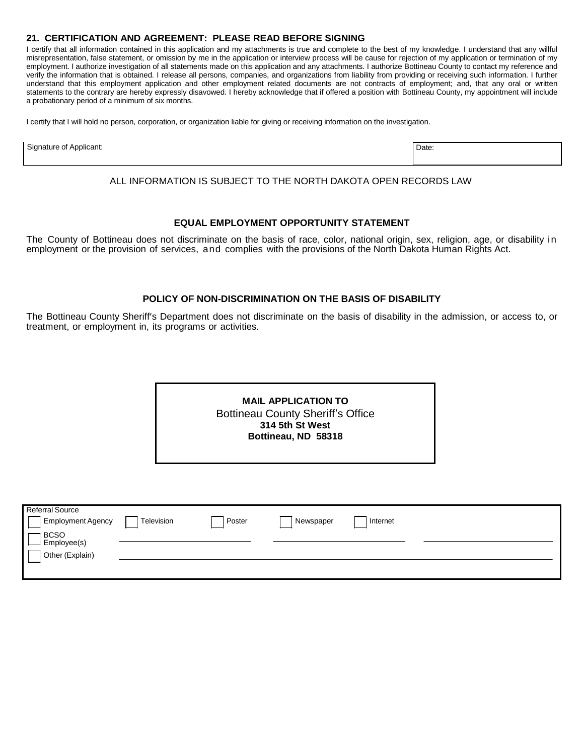### 21. CERTIFICATION AND AGREEMENT: PLEASE READ BEFORE SIGNING

I certify that all information contained in this application and my attachments is true and complete to the best of my knowledge. I understand that any willful misrepresentation, false statement, or omission by me in the application or interview process will be cause for rejection of my application or termination of my employment. I authorize investigation of all statements made on this application and any attachments. I authorize Bottineau County to contact my reference and verify the information that is obtained. I release all persons, companies, and organizations from liability from providing or receiving such information. I further understand that this employment application and other employment related documents are not contracts of employment; and, that any oral or written statements to the contrary are hereby expressly disavowed. I hereby acknowledge that if offered a position with Bottineau County, my appointment will include a probationary period of a minimum of six months.

I certify that I will hold no person, corporation, or organization liable for giving or receiving information on the investigation.

| Signature of Applicant: | Date: |
|---|---|
| | |

ALL INFORMATION IS SUBJECT TO THE NORTH DAKOTA OPEN RECORDS LAW

### EQUAL EMPLOYMENT OPPORTUNITY STATEMENT

The County of Bottineau does not discriminate on the basis of race, color, national origin, sex, religion, age, or disability in employment or the provision of services, and complies with the provisions of the North Dakota Human Rights Act.

### POLICY OF NON-DISCRIMINATION ON THE BASIS OF DISABILITY

The Bottineau County Sheriff's Department does not discriminate on the basis of disability in the admission, or access to, or treatment, or employment in, its programs or activities.

**MAIL APPLICATION TO**
Bottineau County Sheriff's Office
**314 5th St West**
**Bottineau, ND 58318**

Referral Source

☐ Employment Agency ☐ Television ☐ Poster ☐ Newspaper ☐ Internet

☐ BCSO Employee(s) ______________________ ______________________ ______________________

☐ Other (Explain) ____________________________________________________________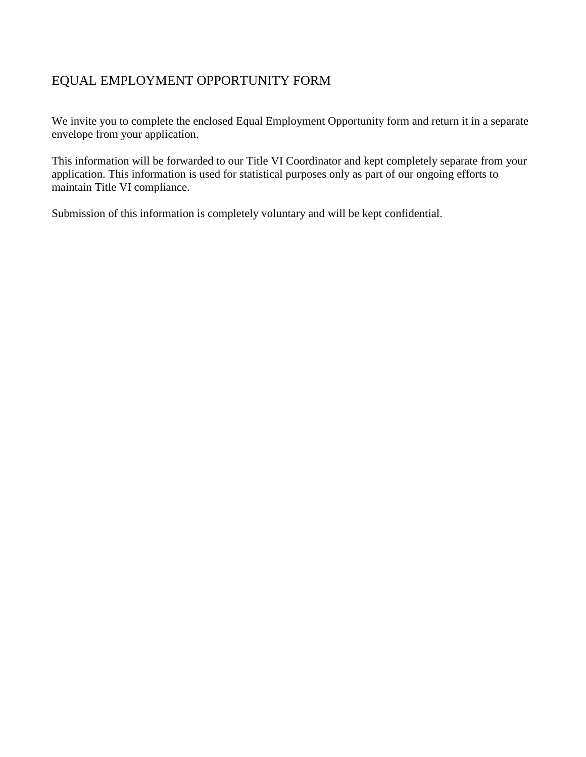# EQUAL EMPLOYMENT OPPORTUNITY FORM

We invite you to complete the enclosed Equal Employment Opportunity form and return it in a separate envelope from your application.

This information will be forwarded to our Title VI Coordinator and kept completely separate from your application. This information is used for statistical purposes only as part of our ongoing efforts to maintain Title VI compliance.

Submission of this information is completely voluntary and will be kept confidential.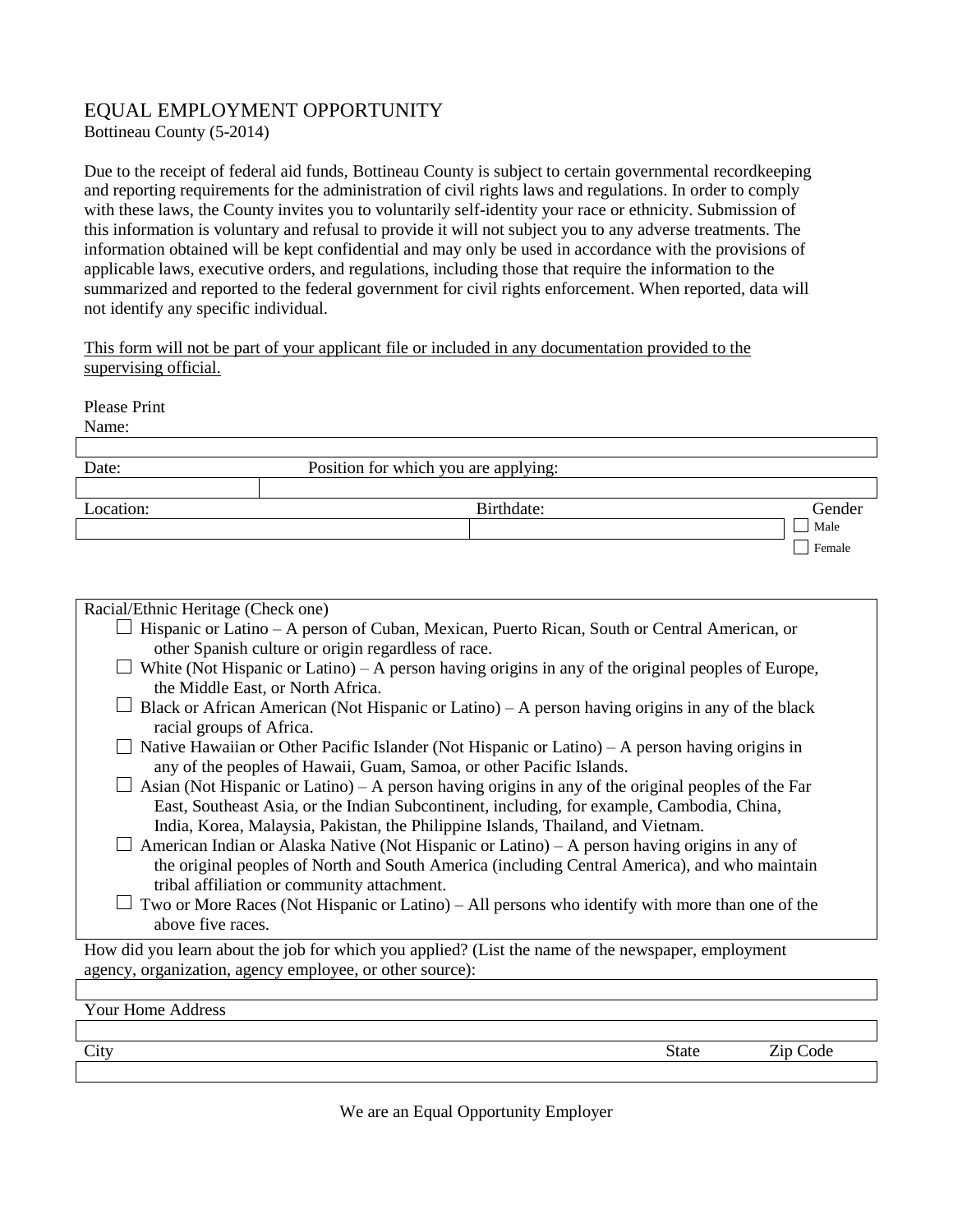# EQUAL EMPLOYMENT OPPORTUNITY

Bottineau County (5-2014)

Due to the receipt of federal aid funds, Bottineau County is subject to certain governmental recordkeeping and reporting requirements for the administration of civil rights laws and regulations. In order to comply with these laws, the County invites you to voluntarily self-identity your race or ethnicity. Submission of this information is voluntary and refusal to provide it will not subject you to any adverse treatments. The information obtained will be kept confidential and may only be used in accordance with the provisions of applicable laws, executive orders, and regulations, including those that require the information to the summarized and reported to the federal government for civil rights enforcement. When reported, data will not identify any specific individual.

<u>This form will not be part of your applicant file or included in any documentation provided to the supervising official.</u>

Please Print

Name:

| |
|---|
| |

| Date: | Position for which you are applying: |
|---|---|
| | |

| Location: | Birthdate: | Gender |
|---|---|---|
| | | ☐ Male<br>☐ Female |

Racial/Ethnic Heritage (Check one)

- ☐ Hispanic or Latino – A person of Cuban, Mexican, Puerto Rican, South or Central American, or other Spanish culture or origin regardless of race.
- ☐ White (Not Hispanic or Latino) – A person having origins in any of the original peoples of Europe, the Middle East, or North Africa.
- ☐ Black or African American (Not Hispanic or Latino) – A person having origins in any of the black racial groups of Africa.
- ☐ Native Hawaiian or Other Pacific Islander (Not Hispanic or Latino) – A person having origins in any of the peoples of Hawaii, Guam, Samoa, or other Pacific Islands.
- ☐ Asian (Not Hispanic or Latino) – A person having origins in any of the original peoples of the Far East, Southeast Asia, or the Indian Subcontinent, including, for example, Cambodia, China, India, Korea, Malaysia, Pakistan, the Philippine Islands, Thailand, and Vietnam.
- ☐ American Indian or Alaska Native (Not Hispanic or Latino) – A person having origins in any of the original peoples of North and South America (including Central America), and who maintain tribal affiliation or community attachment.
- ☐ Two or More Races (Not Hispanic or Latino) – All persons who identify with more than one of the above five races.

How did you learn about the job for which you applied? (List the name of the newspaper, employment agency, organization, agency employee, or other source):

| |
|---|
| |

| Your Home Address |
|---|
| |

| City | State | Zip Code |
|---|---|---|
| | | |

We are an Equal Opportunity Employer